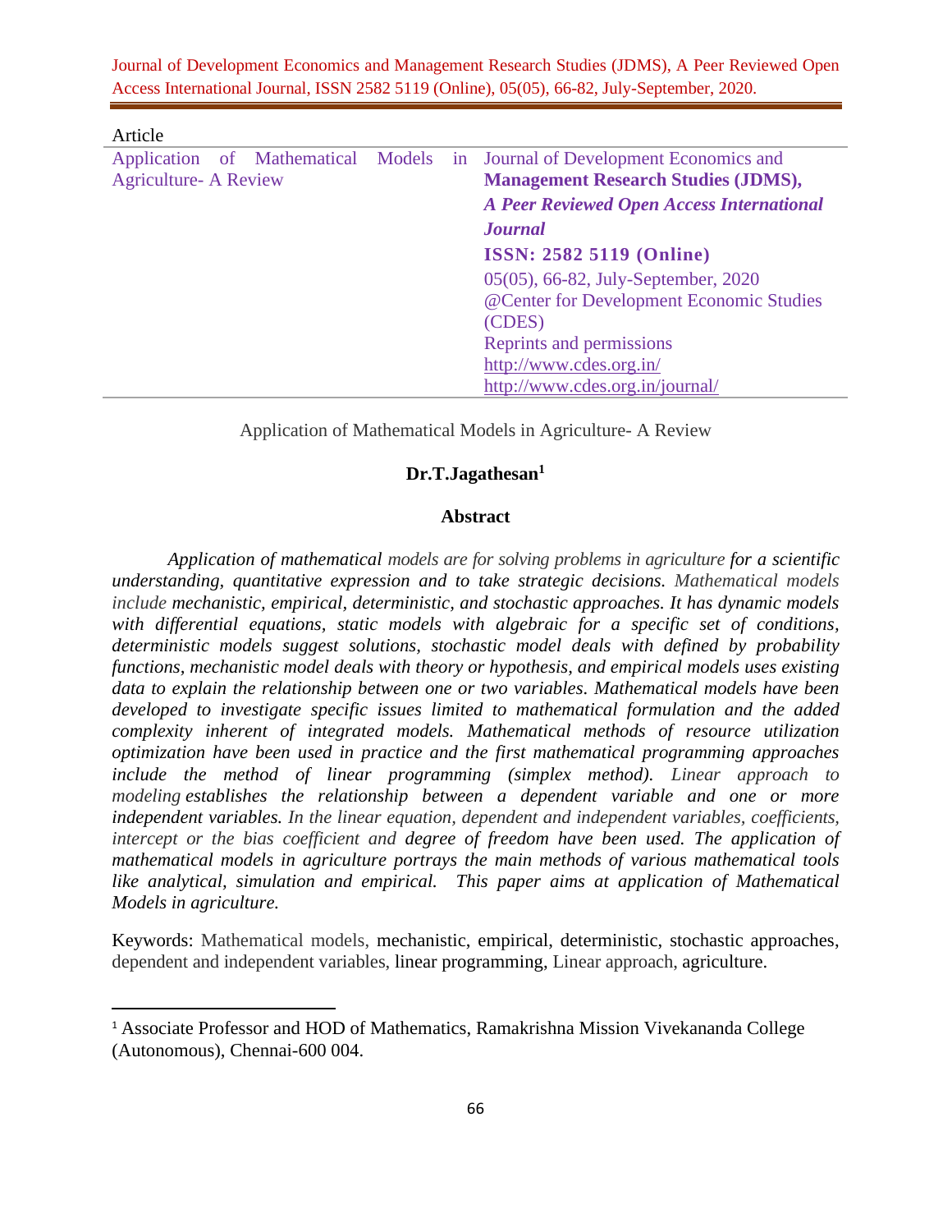Article

| Application of Mathematical Models in Agriculture- A Review | Journal of Development Economics and **Management Research Studies (JDMS),** ***A Peer Reviewed Open Access International Journal*** **ISSN: 2582 5119 (Online)** 05(05), 66-82, July-September, 2020 @Center for Development Economic Studies (CDES) Reprints and permissions http://www.cdes.org.in/ http://www.cdes.org.in/journal/ |
|---|---|

# Application of Mathematical Models in Agriculture- A Review

**Dr.T.Jagathesan[1]**

## Abstract

*Application of mathematical models are for solving problems in agriculture for a scientific understanding, quantitative expression and to take strategic decisions. Mathematical models include mechanistic, empirical, deterministic, and stochastic approaches. It has dynamic models with differential equations, static models with algebraic for a specific set of conditions, deterministic models suggest solutions, stochastic model deals with defined by probability functions, mechanistic model deals with theory or hypothesis, and empirical models uses existing data to explain the relationship between one or two variables. Mathematical models have been developed to investigate specific issues limited to mathematical formulation and the added complexity inherent of integrated models. Mathematical methods of resource utilization optimization have been used in practice and the first mathematical programming approaches include the method of linear programming (simplex method). Linear approach to modeling establishes the relationship between a dependent variable and one or more independent variables. In the linear equation, dependent and independent variables, coefficients, intercept or the bias coefficient and degree of freedom have been used. The application of mathematical models in agriculture portrays the main methods of various mathematical tools like analytical, simulation and empirical. This paper aims at application of Mathematical Models in agriculture.*

Keywords: Mathematical models, mechanistic, empirical, deterministic, stochastic approaches, dependent and independent variables, linear programming, Linear approach, agriculture.

[1] Associate Professor and HOD of Mathematics, Ramakrishna Mission Vivekananda College (Autonomous), Chennai-600 004.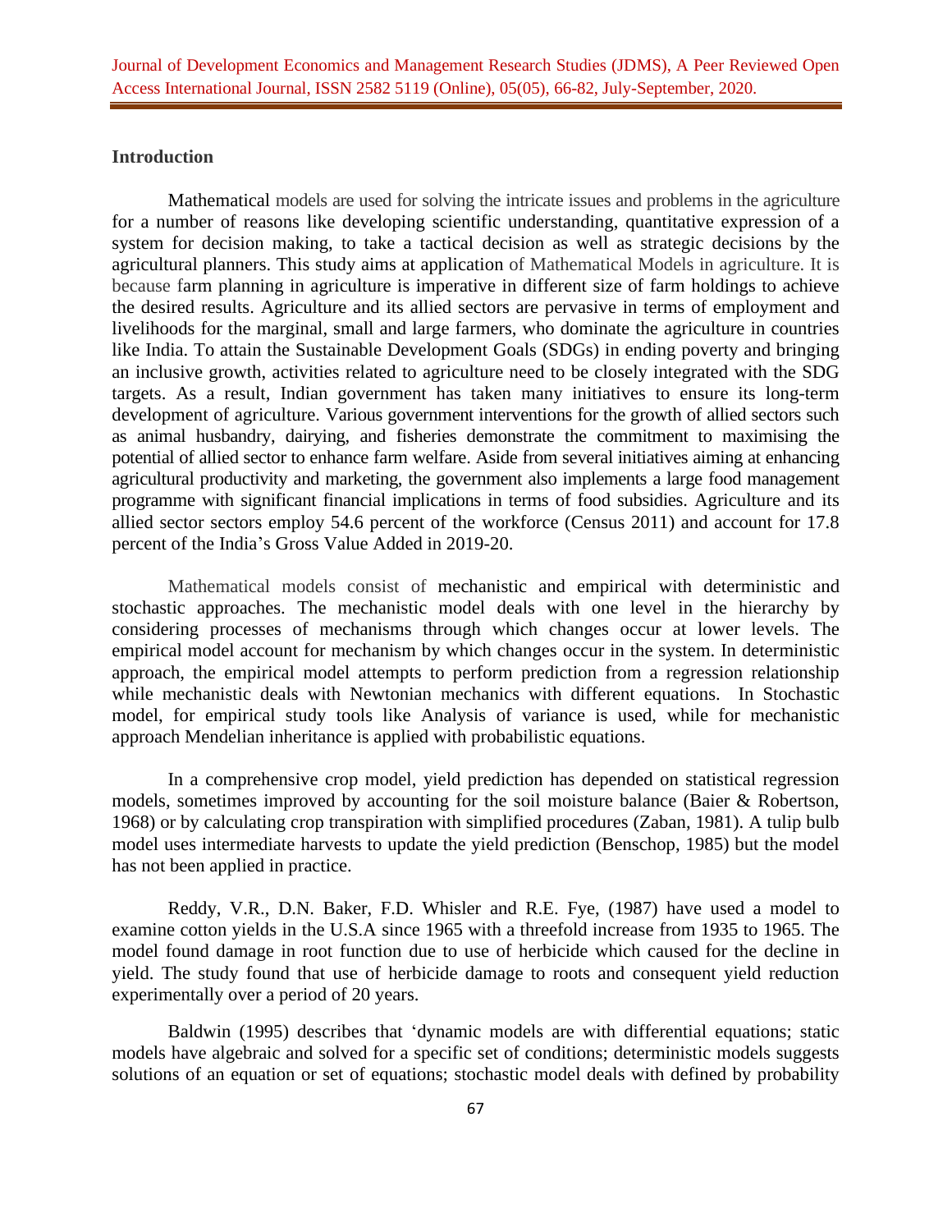## Introduction

Mathematical models are used for solving the intricate issues and problems in the agriculture for a number of reasons like developing scientific understanding, quantitative expression of a system for decision making, to take a tactical decision as well as strategic decisions by the agricultural planners. This study aims at application of Mathematical Models in agriculture. It is because farm planning in agriculture is imperative in different size of farm holdings to achieve the desired results. Agriculture and its allied sectors are pervasive in terms of employment and livelihoods for the marginal, small and large farmers, who dominate the agriculture in countries like India. To attain the Sustainable Development Goals (SDGs) in ending poverty and bringing an inclusive growth, activities related to agriculture need to be closely integrated with the SDG targets. As a result, Indian government has taken many initiatives to ensure its long-term development of agriculture. Various government interventions for the growth of allied sectors such as animal husbandry, dairying, and fisheries demonstrate the commitment to maximising the potential of allied sector to enhance farm welfare. Aside from several initiatives aiming at enhancing agricultural productivity and marketing, the government also implements a large food management programme with significant financial implications in terms of food subsidies. Agriculture and its allied sector sectors employ 54.6 percent of the workforce (Census 2011) and account for 17.8 percent of the India's Gross Value Added in 2019-20.

Mathematical models consist of mechanistic and empirical with deterministic and stochastic approaches. The mechanistic model deals with one level in the hierarchy by considering processes of mechanisms through which changes occur at lower levels. The empirical model account for mechanism by which changes occur in the system. In deterministic approach, the empirical model attempts to perform prediction from a regression relationship while mechanistic deals with Newtonian mechanics with different equations. In Stochastic model, for empirical study tools like Analysis of variance is used, while for mechanistic approach Mendelian inheritance is applied with probabilistic equations.

In a comprehensive crop model, yield prediction has depended on statistical regression models, sometimes improved by accounting for the soil moisture balance (Baier & Robertson, 1968) or by calculating crop transpiration with simplified procedures (Zaban, 1981). A tulip bulb model uses intermediate harvests to update the yield prediction (Benschop, 1985) but the model has not been applied in practice.

Reddy, V.R., D.N. Baker, F.D. Whisler and R.E. Fye, (1987) have used a model to examine cotton yields in the U.S.A since 1965 with a threefold increase from 1935 to 1965. The model found damage in root function due to use of herbicide which caused for the decline in yield. The study found that use of herbicide damage to roots and consequent yield reduction experimentally over a period of 20 years.

Baldwin (1995) describes that 'dynamic models are with differential equations; static models have algebraic and solved for a specific set of conditions; deterministic models suggests solutions of an equation or set of equations; stochastic model deals with defined by probability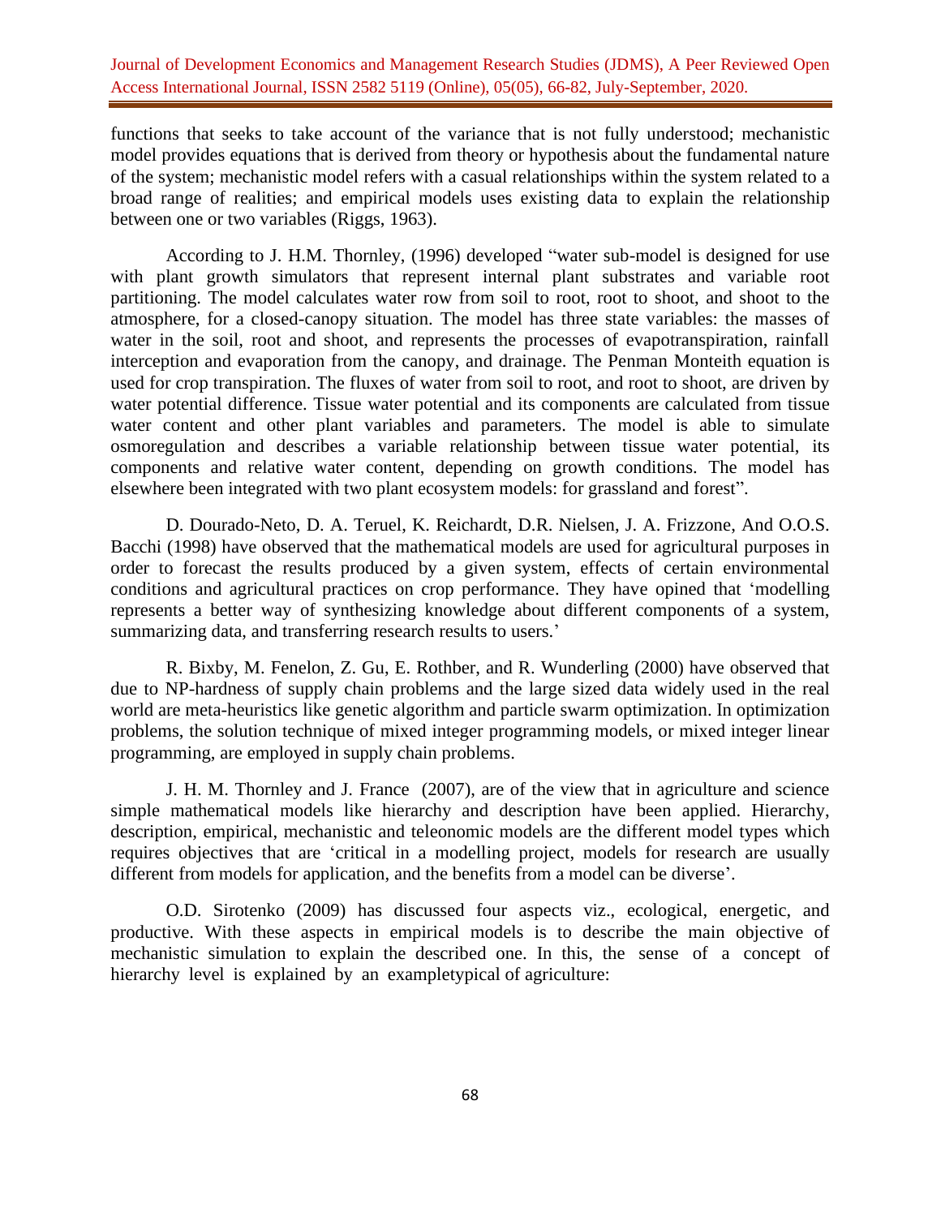functions that seeks to take account of the variance that is not fully understood; mechanistic model provides equations that is derived from theory or hypothesis about the fundamental nature of the system; mechanistic model refers with a casual relationships within the system related to a broad range of realities; and empirical models uses existing data to explain the relationship between one or two variables (Riggs, 1963).

According to J. H.M. Thornley, (1996) developed "water sub-model is designed for use with plant growth simulators that represent internal plant substrates and variable root partitioning. The model calculates water row from soil to root, root to shoot, and shoot to the atmosphere, for a closed-canopy situation. The model has three state variables: the masses of water in the soil, root and shoot, and represents the processes of evapotranspiration, rainfall interception and evaporation from the canopy, and drainage. The Penman Monteith equation is used for crop transpiration. The fluxes of water from soil to root, and root to shoot, are driven by water potential difference. Tissue water potential and its components are calculated from tissue water content and other plant variables and parameters. The model is able to simulate osmoregulation and describes a variable relationship between tissue water potential, its components and relative water content, depending on growth conditions. The model has elsewhere been integrated with two plant ecosystem models: for grassland and forest".

D. Dourado-Neto, D. A. Teruel, K. Reichardt, D.R. Nielsen, J. A. Frizzone, And O.O.S. Bacchi (1998) have observed that the mathematical models are used for agricultural purposes in order to forecast the results produced by a given system, effects of certain environmental conditions and agricultural practices on crop performance. They have opined that 'modelling represents a better way of synthesizing knowledge about different components of a system, summarizing data, and transferring research results to users.'

R. Bixby, M. Fenelon, Z. Gu, E. Rothber, and R. Wunderling (2000) have observed that due to NP-hardness of supply chain problems and the large sized data widely used in the real world are meta-heuristics like genetic algorithm and particle swarm optimization. In optimization problems, the solution technique of mixed integer programming models, or mixed integer linear programming, are employed in supply chain problems.

J. H. M. Thornley and J. France (2007), are of the view that in agriculture and science simple mathematical models like hierarchy and description have been applied. Hierarchy, description, empirical, mechanistic and teleonomic models are the different model types which requires objectives that are 'critical in a modelling project, models for research are usually different from models for application, and the benefits from a model can be diverse'.

O.D. Sirotenko (2009) has discussed four aspects viz., ecological, energetic, and productive. With these aspects in empirical models is to describe the main objective of mechanistic simulation to explain the described one. In this, the sense of a concept of hierarchy level is explained by an exampletypical of agriculture: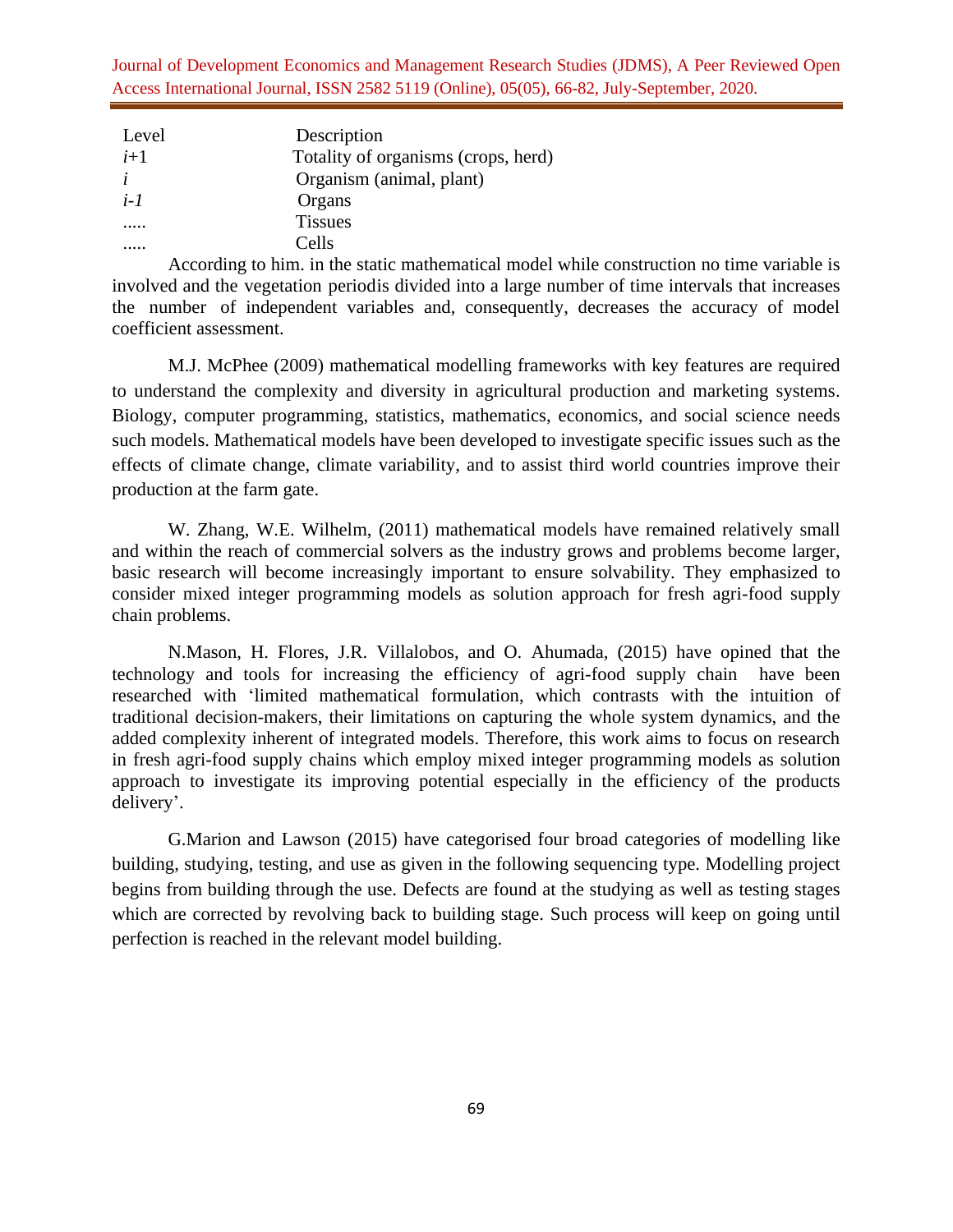| Level | Description |
| --- | --- |
| *i*+1 | Totality of organisms (crops, herd) |
| *i* | Organism (animal, plant) |
| *i-1* | Organs |
| ..... | Tissues |
| ..... | Cells |

According to him. in the static mathematical model while construction no time variable is involved and the vegetation periodis divided into a large number of time intervals that increases the number of independent variables and, consequently, decreases the accuracy of model coefficient assessment.

M.J. McPhee (2009) mathematical modelling frameworks with key features are required to understand the complexity and diversity in agricultural production and marketing systems. Biology, computer programming, statistics, mathematics, economics, and social science needs such models. Mathematical models have been developed to investigate specific issues such as the effects of climate change, climate variability, and to assist third world countries improve their production at the farm gate.

W. Zhang, W.E. Wilhelm, (2011) mathematical models have remained relatively small and within the reach of commercial solvers as the industry grows and problems become larger, basic research will become increasingly important to ensure solvability. They emphasized to consider mixed integer programming models as solution approach for fresh agri-food supply chain problems.

N.Mason, H. Flores, J.R. Villalobos, and O. Ahumada, (2015) have opined that the technology and tools for increasing the efficiency of agri-food supply chain have been researched with 'limited mathematical formulation, which contrasts with the intuition of traditional decision-makers, their limitations on capturing the whole system dynamics, and the added complexity inherent of integrated models. Therefore, this work aims to focus on research in fresh agri-food supply chains which employ mixed integer programming models as solution approach to investigate its improving potential especially in the efficiency of the products delivery'.

G.Marion and Lawson (2015) have categorised four broad categories of modelling like building, studying, testing, and use as given in the following sequencing type. Modelling project begins from building through the use. Defects are found at the studying as well as testing stages which are corrected by revolving back to building stage. Such process will keep on going until perfection is reached in the relevant model building.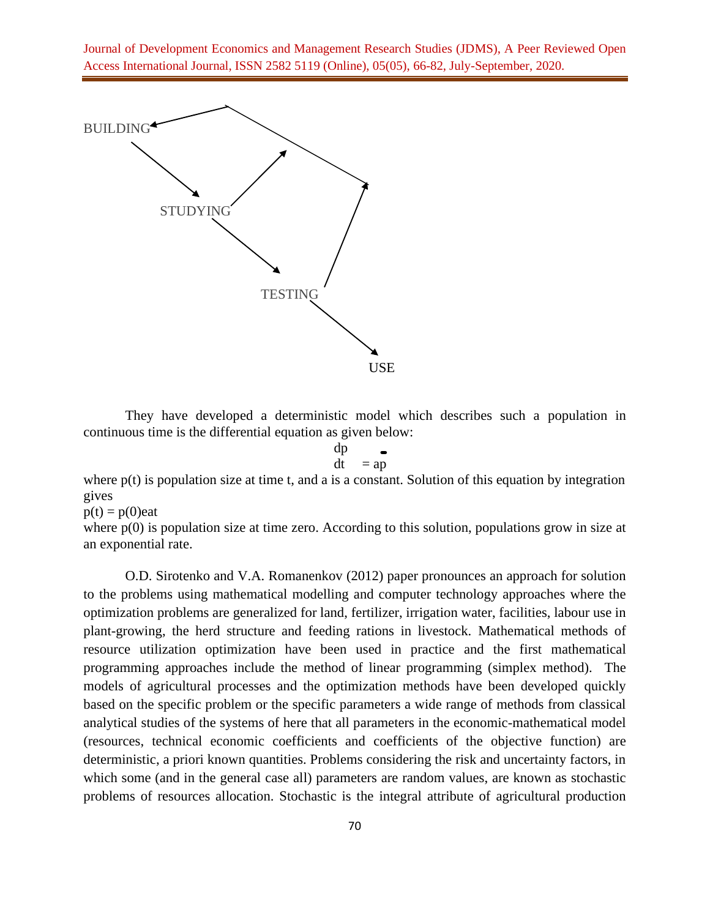BUILDING

STUDYING

TESTING

USE

They have developed a deterministic model which describes such a population in continuous time is the differential equation as given below:

$$\frac{dp}{dt} = ap$$

where p(t) is population size at time t, and a is a constant. Solution of this equation by integration gives

$p(t) = p(0)e^{at}$

where p(0) is population size at time zero. According to this solution, populations grow in size at an exponential rate.

O.D. Sirotenko and V.A. Romanenkov (2012) paper pronounces an approach for solution to the problems using mathematical modelling and computer technology approaches where the optimization problems are generalized for land, fertilizer, irrigation water, facilities, labour use in plant-growing, the herd structure and feeding rations in livestock. Mathematical methods of resource utilization optimization have been used in practice and the first mathematical programming approaches include the method of linear programming (simplex method). The models of agricultural processes and the optimization methods have been developed quickly based on the specific problem or the specific parameters a wide range of methods from classical analytical studies of the systems of here that all parameters in the economic-mathematical model (resources, technical economic coefficients and coefficients of the objective function) are deterministic, a priori known quantities. Problems considering the risk and uncertainty factors, in which some (and in the general case all) parameters are random values, are known as stochastic problems of resources allocation. Stochastic is the integral attribute of agricultural production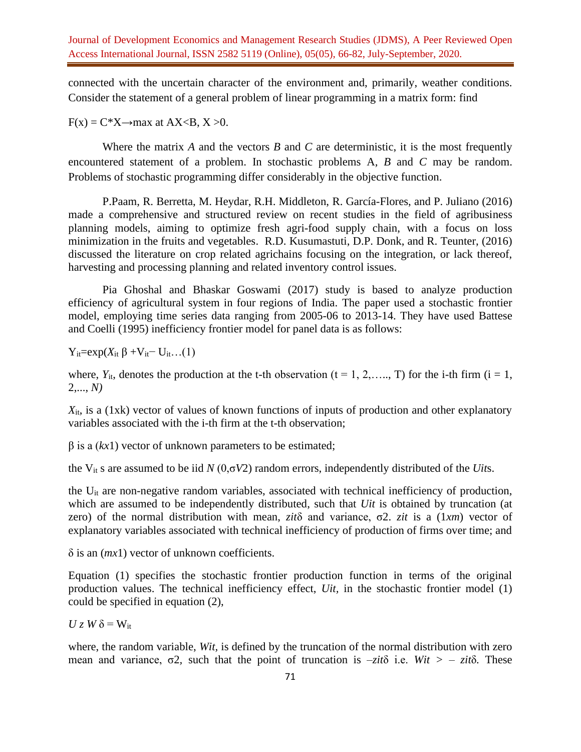connected with the uncertain character of the environment and, primarily, weather conditions. Consider the statement of a general problem of linear programming in a matrix form: find

$F(x) = C^*X \rightarrow \max$ at $AX<B$, $X>0$.

Where the matrix *A* and the vectors *B* and *C* are deterministic, it is the most frequently encountered statement of a problem. In stochastic problems A, *B* and *C* may be random. Problems of stochastic programming differ considerably in the objective function.

P.Paam, R. Berretta, M. Heydar, R.H. Middleton, R. García-Flores, and P. Juliano (2016) made a comprehensive and structured review on recent studies in the field of agribusiness planning models, aiming to optimize fresh agri-food supply chain, with a focus on loss minimization in the fruits and vegetables. R.D. Kusumastuti, D.P. Donk, and R. Teunter, (2016) discussed the literature on crop related agrichains focusing on the integration, or lack thereof, harvesting and processing planning and related inventory control issues.

Pia Ghoshal and Bhaskar Goswami (2017) study is based to analyze production efficiency of agricultural system in four regions of India. The paper used a stochastic frontier model, employing time series data ranging from 2005-06 to 2013-14. They have used Battese and Coelli (1995) inefficiency frontier model for panel data is as follows:

$Y_{it}=\exp(X_{it}\,\beta + V_{it} - U_{it}\ldots(1)$

where, $Y_{it}$, denotes the production at the t-th observation ($t = 1, 2, \ldots, T$) for the i-th firm ($i = 1, 2, \ldots, N$)

$X_{it}$, is a (1xk) vector of values of known functions of inputs of production and other explanatory variables associated with the i-th firm at the t-th observation;

$\beta$ is a ($kx1$) vector of unknown parameters to be estimated;

the $V_{it}$ s are assumed to be iid $N(0,\sigma V2)$ random errors, independently distributed of the $U_{it}$s.

the $U_{it}$ are non-negative random variables, associated with technical inefficiency of production, which are assumed to be independently distributed, such that $U_{it}$ is obtained by truncation (at zero) of the normal distribution with mean, $z_{it}\delta$ and variance, $\sigma2$. $z_{it}$ is a ($1xm$) vector of explanatory variables associated with technical inefficiency of production of firms over time; and

$\delta$ is an ($mx1$) vector of unknown coefficients.

Equation (1) specifies the stochastic frontier production function in terms of the original production values. The technical inefficiency effect, $U_{it}$, in the stochastic frontier model (1) could be specified in equation (2),

$U\, z\, W\, \delta = W_{it}$

where, the random variable, $W_{it}$, is defined by the truncation of the normal distribution with zero mean and variance, $\sigma2$, such that the point of truncation is $-z_{it}\delta$ i.e. $W_{it} > -z_{it}\delta$. These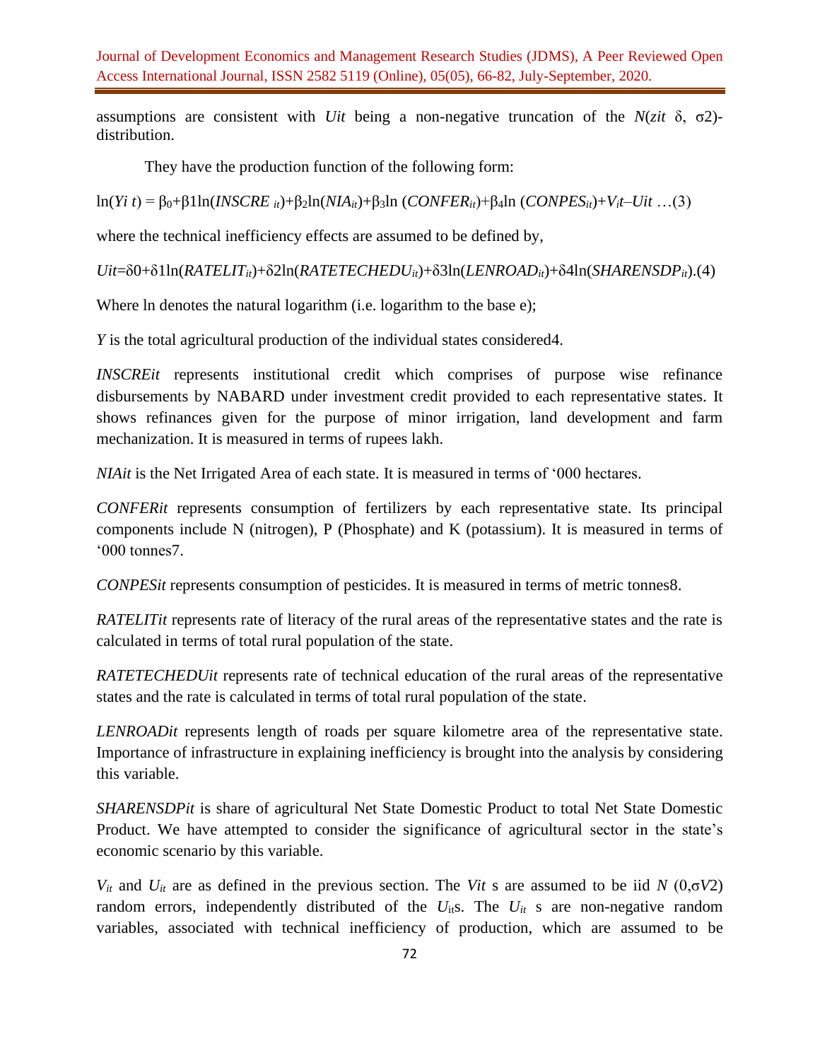assumptions are consistent with $U_{it}$ being a non-negative truncation of the $N(z_{it}\,\delta, \sigma^2)$-distribution.

They have the production function of the following form:

$$\ln(Y_{it}) = \beta_0+\beta_1\ln(INSCRE_{it})+\beta_2\ln(NIA_{it})+\beta_3\ln(CONFER_{it})+\beta_4\ln(CONPES_{it})+V_{it}-U_{it} \quad \ldots(3)$$

where the technical inefficiency effects are assumed to be defined by,

$$U_{it}=\delta_0+\delta_1\ln(RATELIT_{it})+\delta_2\ln(RATETECHEDU_{it})+\delta_3\ln(LENROAD_{it})+\delta_4\ln(SHARENSDP_{it}) \quad (4)$$

Where ln denotes the natural logarithm (i.e. logarithm to the base e);

*Y* is the total agricultural production of the individual states considered[4].

$INSCRE_{it}$ represents institutional credit which comprises of purpose wise refinance disbursements by NABARD under investment credit provided to each representative states. It shows refinances given for the purpose of minor irrigation, land development and farm mechanization. It is measured in terms of rupees lakh.

$NIA_{it}$ is the Net Irrigated Area of each state. It is measured in terms of '000 hectares.

$CONFER_{it}$ represents consumption of fertilizers by each representative state. Its principal components include N (nitrogen), P (Phosphate) and K (potassium). It is measured in terms of '000 tonnes[7].

$CONPES_{it}$ represents consumption of pesticides. It is measured in terms of metric tonnes[8].

$RATELIT_{it}$ represents rate of literacy of the rural areas of the representative states and the rate is calculated in terms of total rural population of the state.

$RATETECHEDU_{it}$ represents rate of technical education of the rural areas of the representative states and the rate is calculated in terms of total rural population of the state.

$LENROAD_{it}$ represents length of roads per square kilometre area of the representative state. Importance of infrastructure in explaining inefficiency is brought into the analysis by considering this variable.

$SHARENSDP_{it}$ is share of agricultural Net State Domestic Product to total Net State Domestic Product. We have attempted to consider the significance of agricultural sector in the state's economic scenario by this variable.

$V_{it}$ and $U_{it}$ are as defined in the previous section. The $V_{it}$ s are assumed to be iid $N(0,\sigma_V^2)$ random errors, independently distributed of the $U_{it}$s. The $U_{it}$ s are non-negative random variables, associated with technical inefficiency of production, which are assumed to be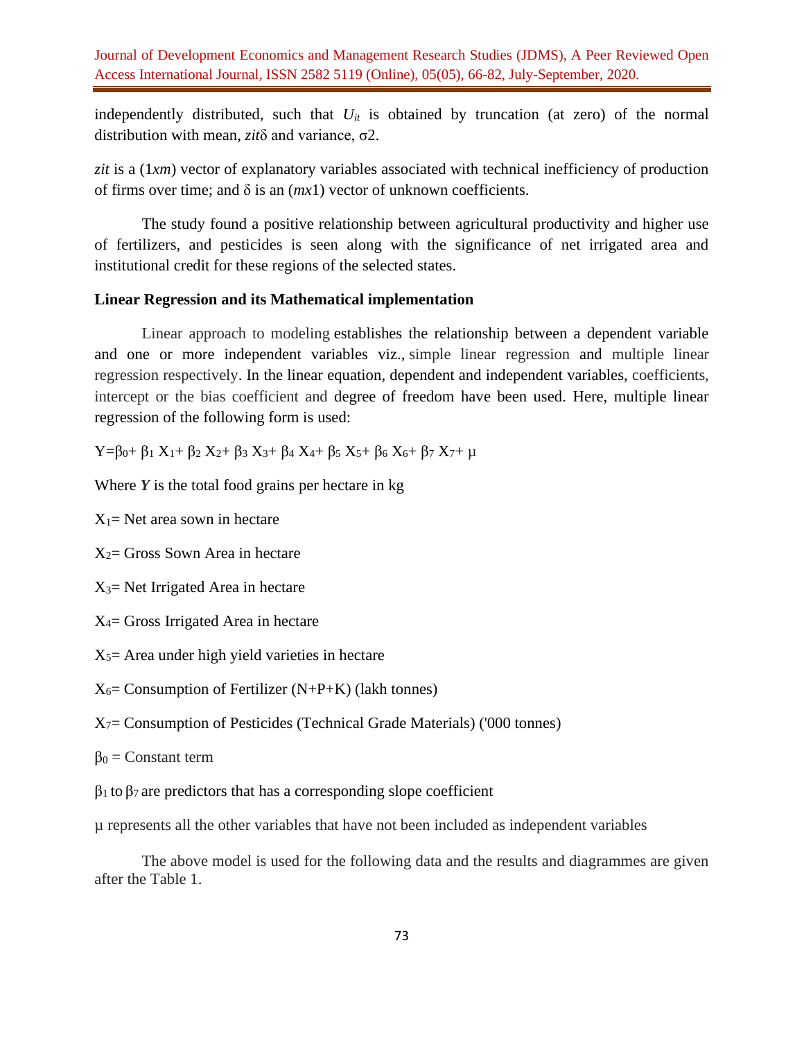independently distributed, such that $U_{it}$ is obtained by truncation (at zero) of the normal distribution with mean, $z_{it}\delta$ and variance, $\sigma 2$.

$z_{it}$ is a ($1xm$) vector of explanatory variables associated with technical inefficiency of production of firms over time; and $\delta$ is an ($mx1$) vector of unknown coefficients.

The study found a positive relationship between agricultural productivity and higher use of fertilizers, and pesticides is seen along with the significance of net irrigated area and institutional credit for these regions of the selected states.

**Linear Regression and its Mathematical implementation**

Linear approach to modeling establishes the relationship between a dependent variable and one or more independent variables viz., simple linear regression and multiple linear regression respectively. In the linear equation, dependent and independent variables, coefficients, intercept or the bias coefficient and degree of freedom have been used. Here, multiple linear regression of the following form is used:

$$Y=\beta_0+ \beta_1 X_1+ \beta_2 X_2+ \beta_3 X_3+ \beta_4 X_4+ \beta_5 X_5+ \beta_6 X_6+ \beta_7 X_7+ \mu$$

Where $Y$ is the total food grains per hectare in kg

$X_1$= Net area sown in hectare

$X_2$= Gross Sown Area in hectare

$X_3$= Net Irrigated Area in hectare

$X_4$= Gross Irrigated Area in hectare

$X_5$= Area under high yield varieties in hectare

$X_6$= Consumption of Fertilizer (N+P+K) (lakh tonnes)

$X_7$= Consumption of Pesticides (Technical Grade Materials) ('000 tonnes)

$\beta_0$ = Constant term

$\beta_1$ to $\beta_7$ are predictors that has a corresponding slope coefficient

$\mu$ represents all the other variables that have not been included as independent variables

The above model is used for the following data and the results and diagrammes are given after the Table 1.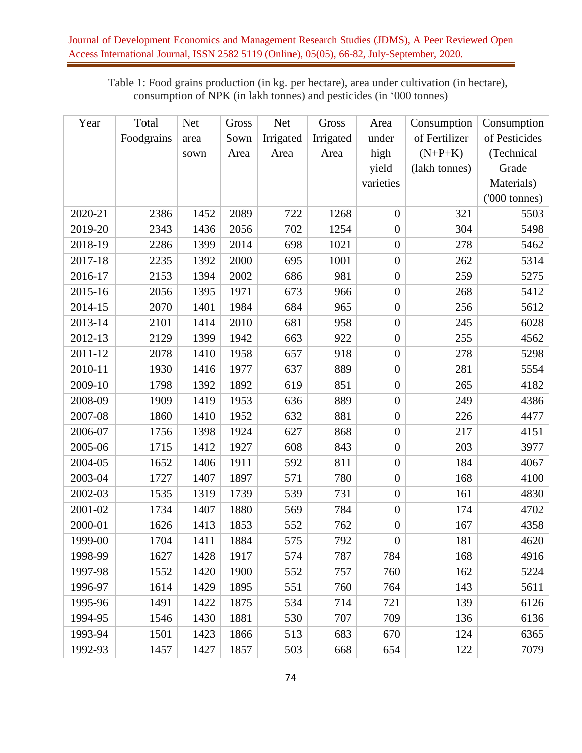Table 1: Food grains production (in kg. per hectare), area under cultivation (in hectare), consumption of NPK (in lakh tonnes) and pesticides (in '000 tonnes)

| Year | Total Foodgrains | Net area sown | Gross Sown Area | Net Irrigated Area | Gross Irrigated Area | Area under high yield varieties | Consumption of Fertilizer (N+P+K) (lakh tonnes) | Consumption of Pesticides (Technical Grade Materials) ('000 tonnes) |
|---|---|---|---|---|---|---|---|---|
| 2020-21 | 2386 | 1452 | 2089 | 722 | 1268 | 0 | 321 | 5503 |
| 2019-20 | 2343 | 1436 | 2056 | 702 | 1254 | 0 | 304 | 5498 |
| 2018-19 | 2286 | 1399 | 2014 | 698 | 1021 | 0 | 278 | 5462 |
| 2017-18 | 2235 | 1392 | 2000 | 695 | 1001 | 0 | 262 | 5314 |
| 2016-17 | 2153 | 1394 | 2002 | 686 | 981 | 0 | 259 | 5275 |
| 2015-16 | 2056 | 1395 | 1971 | 673 | 966 | 0 | 268 | 5412 |
| 2014-15 | 2070 | 1401 | 1984 | 684 | 965 | 0 | 256 | 5612 |
| 2013-14 | 2101 | 1414 | 2010 | 681 | 958 | 0 | 245 | 6028 |
| 2012-13 | 2129 | 1399 | 1942 | 663 | 922 | 0 | 255 | 4562 |
| 2011-12 | 2078 | 1410 | 1958 | 657 | 918 | 0 | 278 | 5298 |
| 2010-11 | 1930 | 1416 | 1977 | 637 | 889 | 0 | 281 | 5554 |
| 2009-10 | 1798 | 1392 | 1892 | 619 | 851 | 0 | 265 | 4182 |
| 2008-09 | 1909 | 1419 | 1953 | 636 | 889 | 0 | 249 | 4386 |
| 2007-08 | 1860 | 1410 | 1952 | 632 | 881 | 0 | 226 | 4477 |
| 2006-07 | 1756 | 1398 | 1924 | 627 | 868 | 0 | 217 | 4151 |
| 2005-06 | 1715 | 1412 | 1927 | 608 | 843 | 0 | 203 | 3977 |
| 2004-05 | 1652 | 1406 | 1911 | 592 | 811 | 0 | 184 | 4067 |
| 2003-04 | 1727 | 1407 | 1897 | 571 | 780 | 0 | 168 | 4100 |
| 2002-03 | 1535 | 1319 | 1739 | 539 | 731 | 0 | 161 | 4830 |
| 2001-02 | 1734 | 1407 | 1880 | 569 | 784 | 0 | 174 | 4702 |
| 2000-01 | 1626 | 1413 | 1853 | 552 | 762 | 0 | 167 | 4358 |
| 1999-00 | 1704 | 1411 | 1884 | 575 | 792 | 0 | 181 | 4620 |
| 1998-99 | 1627 | 1428 | 1917 | 574 | 787 | 784 | 168 | 4916 |
| 1997-98 | 1552 | 1420 | 1900 | 552 | 757 | 760 | 162 | 5224 |
| 1996-97 | 1614 | 1429 | 1895 | 551 | 760 | 764 | 143 | 5611 |
| 1995-96 | 1491 | 1422 | 1875 | 534 | 714 | 721 | 139 | 6126 |
| 1994-95 | 1546 | 1430 | 1881 | 530 | 707 | 709 | 136 | 6136 |
| 1993-94 | 1501 | 1423 | 1866 | 513 | 683 | 670 | 124 | 6365 |
| 1992-93 | 1457 | 1427 | 1857 | 503 | 668 | 654 | 122 | 7079 |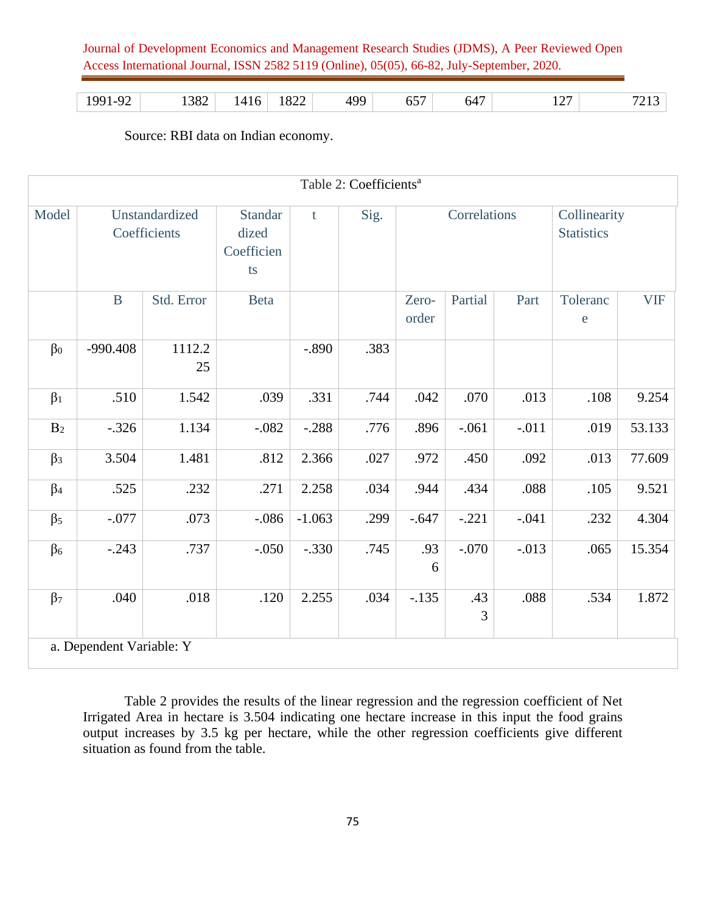| 1991-92 | 1382 | 1416 | 1822 | 499 | 657 | 647 | 127 | 7213 |
|---|---|---|---|---|---|---|---|---|

Source: RBI data on Indian economy.

Table 2: Coefficients[a]

| Model | Unstandardized Coefficients | | Standardized Coefficients | t | Sig. | Correlations | | | Collinearity Statistics | |
|---|---|---|---|---|---|---|---|---|---|---|
| | B | Std. Error | Beta | | | Zero-order | Partial | Part | Tolerance | VIF |
| $\beta_0$ | -990.408 | 1112.225 | | -.890 | .383 | | | | | |
| $\beta_1$ | .510 | 1.542 | .039 | .331 | .744 | .042 | .070 | .013 | .108 | 9.254 |
| $B_2$ | -.326 | 1.134 | -.082 | -.288 | .776 | .896 | -.061 | -.011 | .019 | 53.133 |
| $\beta_3$ | 3.504 | 1.481 | .812 | 2.366 | .027 | .972 | .450 | .092 | .013 | 77.609 |
| $\beta_4$ | .525 | .232 | .271 | 2.258 | .034 | .944 | .434 | .088 | .105 | 9.521 |
| $\beta_5$ | -.077 | .073 | -.086 | -1.063 | .299 | -.647 | -.221 | -.041 | .232 | 4.304 |
| $\beta_6$ | -.243 | .737 | -.050 | -.330 | .745 | .936 | -.070 | -.013 | .065 | 15.354 |
| $\beta_7$ | .040 | .018 | .120 | 2.255 | .034 | -.135 | .433 | .088 | .534 | 1.872 |

a. Dependent Variable: Y

Table 2 provides the results of the linear regression and the regression coefficient of Net Irrigated Area in hectare is 3.504 indicating one hectare increase in this input the food grains output increases by 3.5 kg per hectare, while the other regression coefficients give different situation as found from the table.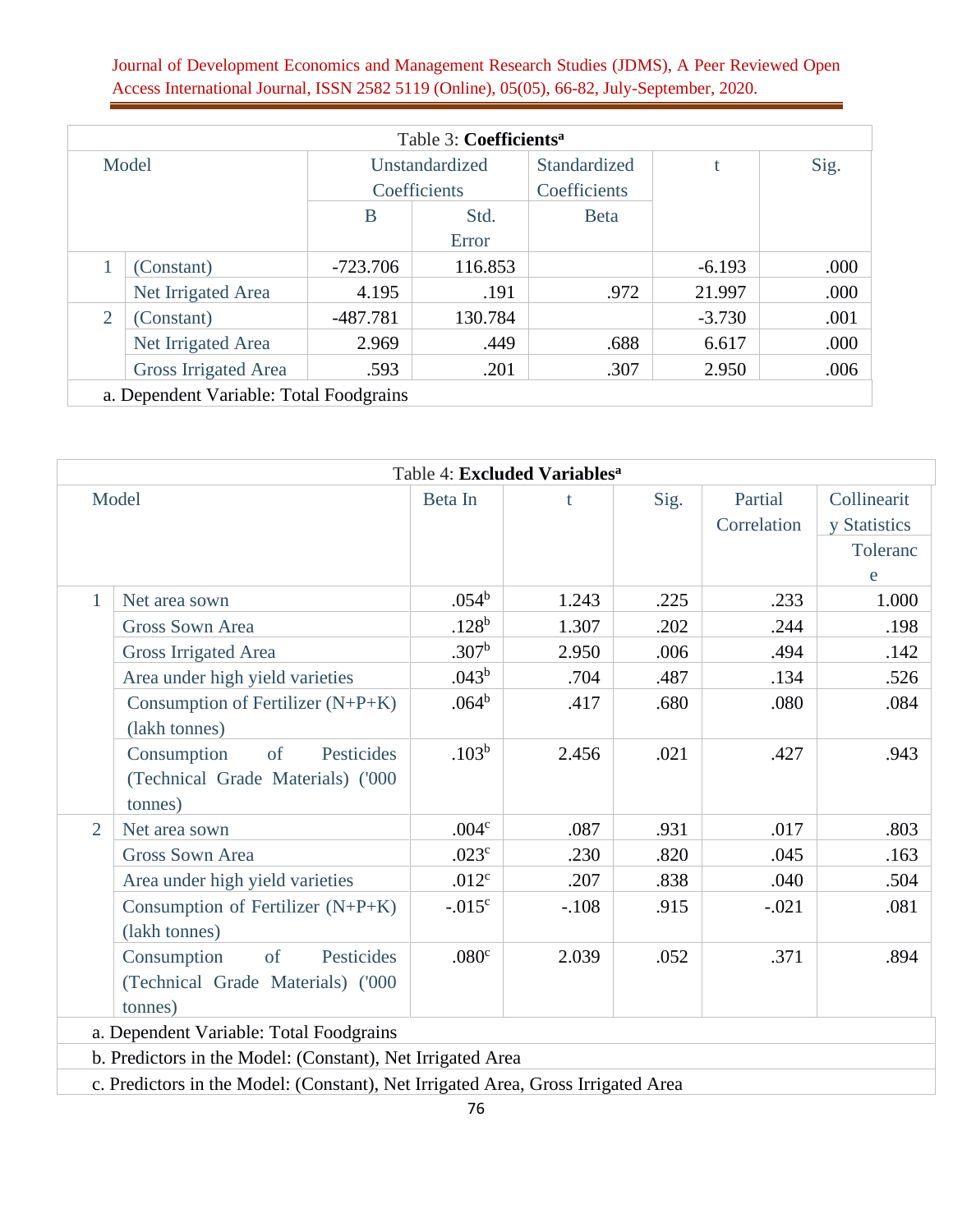Table 3: **Coefficients**[a]

| Model | | Unstandardized Coefficients | | Standardized Coefficients | t | Sig. |
|---|---|---|---|---|---|---|
| | | B | Std. Error | Beta | | |
| 1 | (Constant) | -723.706 | 116.853 | | -6.193 | .000 |
| | Net Irrigated Area | 4.195 | .191 | .972 | 21.997 | .000 |
| 2 | (Constant) | -487.781 | 130.784 | | -3.730 | .001 |
| | Net Irrigated Area | 2.969 | .449 | .688 | 6.617 | .000 |
| | Gross Irrigated Area | .593 | .201 | .307 | 2.950 | .006 |

a. Dependent Variable: Total Foodgrains

Table 4: **Excluded Variables**[a]

| Model | | Beta In | t | Sig. | Partial Correlation | Collinearity Statistics |
|---|---|---|---|---|---|---|
| | | | | | | Tolerance |
| 1 | Net area sown | .054[b] | 1.243 | .225 | .233 | 1.000 |
| | Gross Sown Area | .128[b] | 1.307 | .202 | .244 | .198 |
| | Gross Irrigated Area | .307[b] | 2.950 | .006 | .494 | .142 |
| | Area under high yield varieties | .043[b] | .704 | .487 | .134 | .526 |
| | Consumption of Fertilizer (N+P+K) (lakh tonnes) | .064[b] | .417 | .680 | .080 | .084 |
| | Consumption of Pesticides (Technical Grade Materials) ('000 tonnes) | .103[b] | 2.456 | .021 | .427 | .943 |
| 2 | Net area sown | .004[c] | .087 | .931 | .017 | .803 |
| | Gross Sown Area | .023[c] | .230 | .820 | .045 | .163 |
| | Area under high yield varieties | .012[c] | .207 | .838 | .040 | .504 |
| | Consumption of Fertilizer (N+P+K) (lakh tonnes) | -.015[c] | -.108 | .915 | -.021 | .081 |
| | Consumption of Pesticides (Technical Grade Materials) ('000 tonnes) | .080[c] | 2.039 | .052 | .371 | .894 |

a. Dependent Variable: Total Foodgrains

b. Predictors in the Model: (Constant), Net Irrigated Area

c. Predictors in the Model: (Constant), Net Irrigated Area, Gross Irrigated Area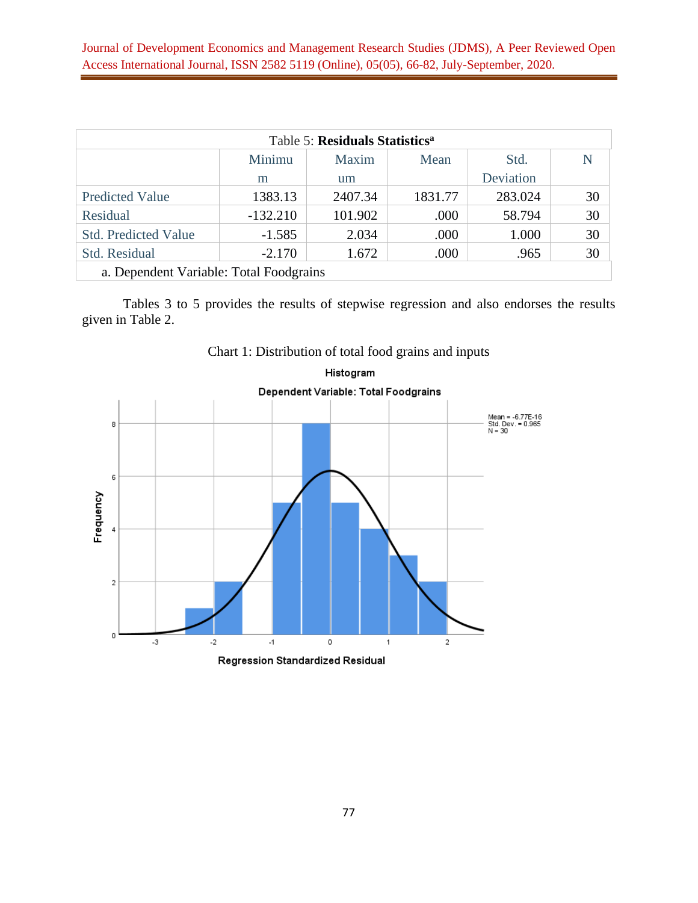Table 5: **Residuals Statistics**[a]

| | Minimum | Maximum | Mean | Std. Deviation | N |
|---|---|---|---|---|---|
| Predicted Value | 1383.13 | 2407.34 | 1831.77 | 283.024 | 30 |
| Residual | -132.210 | 101.902 | .000 | 58.794 | 30 |
| Std. Predicted Value | -1.585 | 2.034 | .000 | 1.000 | 30 |
| Std. Residual | -2.170 | 1.672 | .000 | .965 | 30 |

a. Dependent Variable: Total Foodgrains

Tables 3 to 5 provides the results of stepwise regression and also endorses the results given in Table 2.

Chart 1: Distribution of total food grains and inputs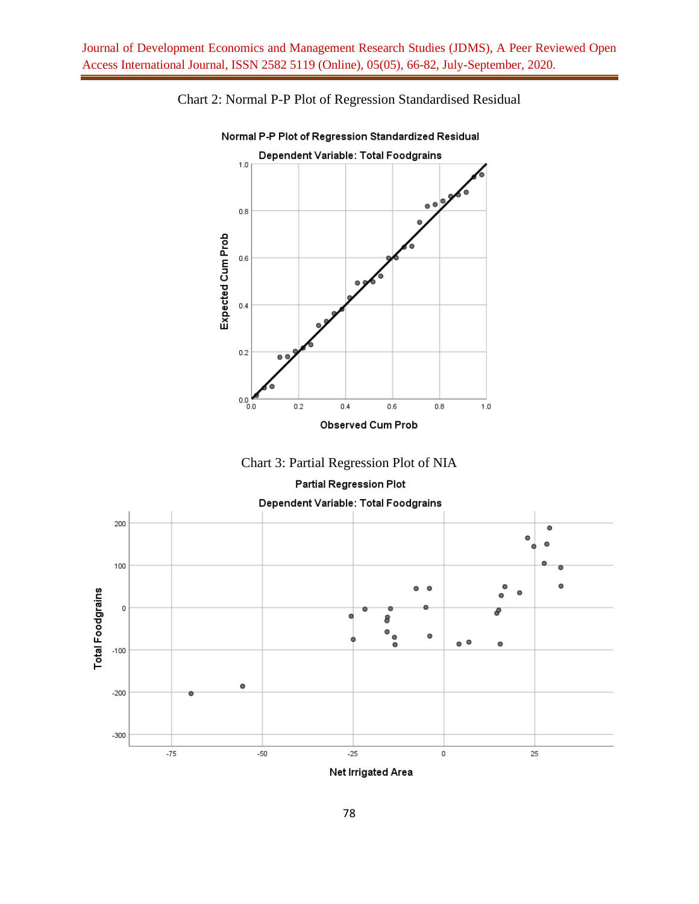Chart 2: Normal P-P Plot of Regression Standardised Residual

Normal P-P Plot of Regression Standardized Residual

Dependent Variable: Total Foodgrains

Chart 3: Partial Regression Plot of NIA

Partial Regression Plot

Dependent Variable: Total Foodgrains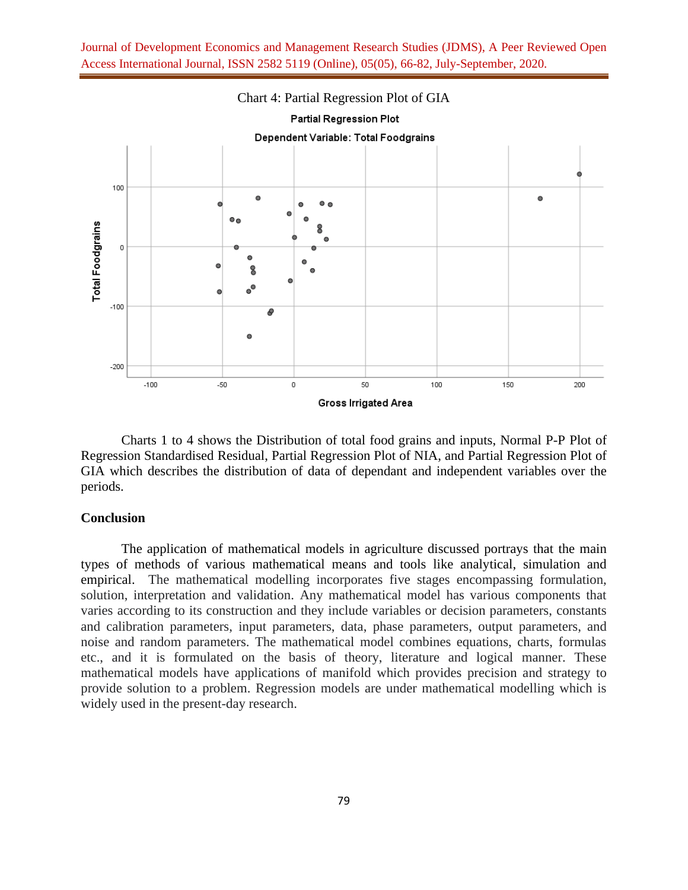Chart 4: Partial Regression Plot of GIA

Charts 1 to 4 shows the Distribution of total food grains and inputs, Normal P-P Plot of Regression Standardised Residual, Partial Regression Plot of NIA, and Partial Regression Plot of GIA which describes the distribution of data of dependant and independent variables over the periods.

## Conclusion

The application of mathematical models in agriculture discussed portrays that the main types of methods of various mathematical means and tools like analytical, simulation and empirical. The mathematical modelling incorporates five stages encompassing formulation, solution, interpretation and validation. Any mathematical model has various components that varies according to its construction and they include variables or decision parameters, constants and calibration parameters, input parameters, data, phase parameters, output parameters, and noise and random parameters. The mathematical model combines equations, charts, formulas etc., and it is formulated on the basis of theory, literature and logical manner. These mathematical models have applications of manifold which provides precision and strategy to provide solution to a problem. Regression models are under mathematical modelling which is widely used in the present-day research.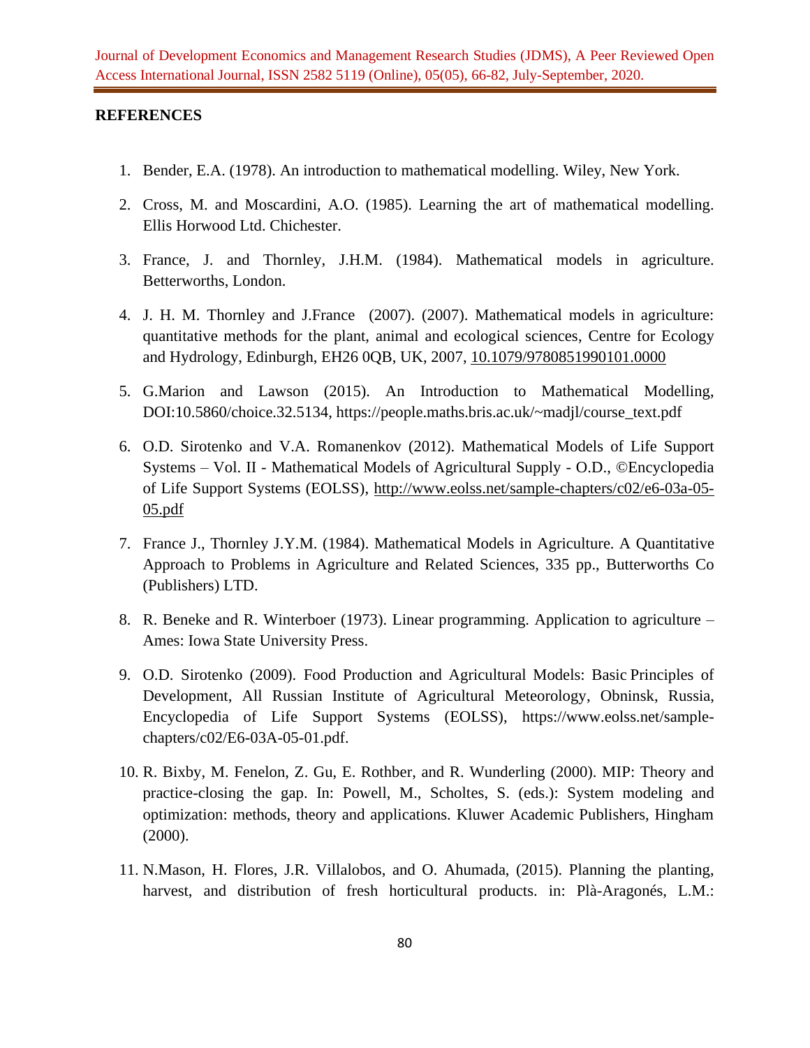**REFERENCES**

1. Bender, E.A. (1978). An introduction to mathematical modelling. Wiley, New York.
2. Cross, M. and Moscardini, A.O. (1985). Learning the art of mathematical modelling. Ellis Horwood Ltd. Chichester.
3. France, J. and Thornley, J.H.M. (1984). Mathematical models in agriculture. Betterworths, London.
4. J. H. M. Thornley and J.France (2007). (2007). Mathematical models in agriculture: quantitative methods for the plant, animal and ecological sciences, Centre for Ecology and Hydrology, Edinburgh, EH26 0QB, UK, 2007, 10.1079/9780851990101.0000
5. G.Marion and Lawson (2015). An Introduction to Mathematical Modelling, DOI:10.5860/choice.32.5134, https://people.maths.bris.ac.uk/~madjl/course_text.pdf
6. O.D. Sirotenko and V.A. Romanenkov (2012). Mathematical Models of Life Support Systems – Vol. II - Mathematical Models of Agricultural Supply - O.D., ©Encyclopedia of Life Support Systems (EOLSS), http://www.eolss.net/sample-chapters/c02/e6-03a-05-05.pdf
7. France J., Thornley J.Y.M. (1984). Mathematical Models in Agriculture. A Quantitative Approach to Problems in Agriculture and Related Sciences, 335 pp., Butterworths Co (Publishers) LTD.
8. R. Beneke and R. Winterboer (1973). Linear programming. Application to agriculture – Ames: Iowa State University Press.
9. O.D. Sirotenko (2009). Food Production and Agricultural Models: Basic Principles of Development, All Russian Institute of Agricultural Meteorology, Obninsk, Russia, Encyclopedia of Life Support Systems (EOLSS), https://www.eolss.net/sample-chapters/c02/E6-03A-05-01.pdf.
10. R. Bixby, M. Fenelon, Z. Gu, E. Rothber, and R. Wunderling (2000). MIP: Theory and practice-closing the gap. In: Powell, M., Scholtes, S. (eds.): System modeling and optimization: methods, theory and applications. Kluwer Academic Publishers, Hingham (2000).
11. N.Mason, H. Flores, J.R. Villalobos, and O. Ahumada, (2015). Planning the planting, harvest, and distribution of fresh horticultural products. in: Plà-Aragonés, L.M.: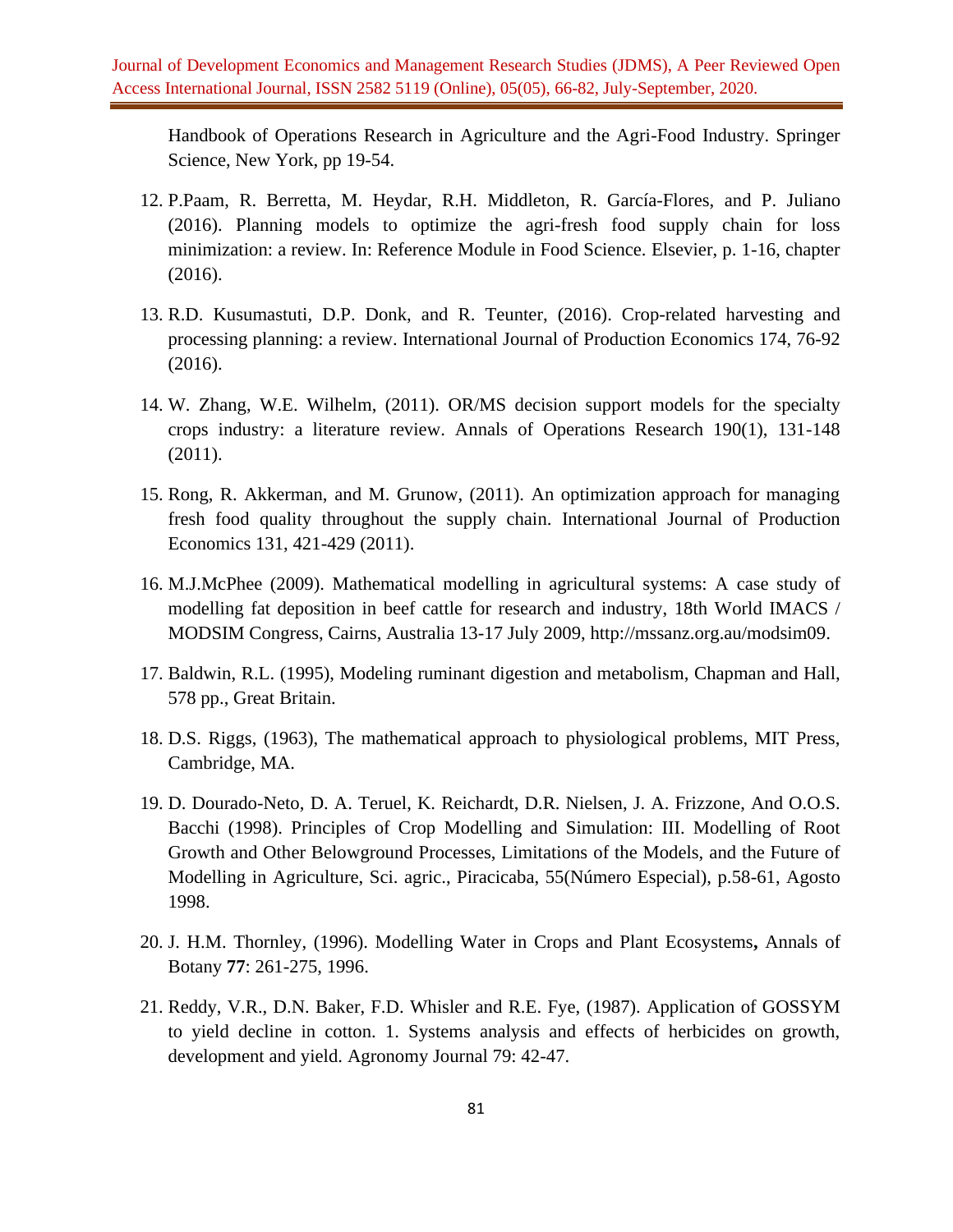Handbook of Operations Research in Agriculture and the Agri-Food Industry. Springer Science, New York, pp 19-54.

12. P.Paam, R. Berretta, M. Heydar, R.H. Middleton, R. García-Flores, and P. Juliano (2016). Planning models to optimize the agri-fresh food supply chain for loss minimization: a review. In: Reference Module in Food Science. Elsevier, p. 1-16, chapter (2016).

13. R.D. Kusumastuti, D.P. Donk, and R. Teunter, (2016). Crop-related harvesting and processing planning: a review. International Journal of Production Economics 174, 76-92 (2016).

14. W. Zhang, W.E. Wilhelm, (2011). OR/MS decision support models for the specialty crops industry: a literature review. Annals of Operations Research 190(1), 131-148 (2011).

15. Rong, R. Akkerman, and M. Grunow, (2011). An optimization approach for managing fresh food quality throughout the supply chain. International Journal of Production Economics 131, 421-429 (2011).

16. M.J.McPhee (2009). Mathematical modelling in agricultural systems: A case study of modelling fat deposition in beef cattle for research and industry, 18th World IMACS / MODSIM Congress, Cairns, Australia 13-17 July 2009, http://mssanz.org.au/modsim09.

17. Baldwin, R.L. (1995), Modeling ruminant digestion and metabolism, Chapman and Hall, 578 pp., Great Britain.

18. D.S. Riggs, (1963), The mathematical approach to physiological problems, MIT Press, Cambridge, MA.

19. D. Dourado-Neto, D. A. Teruel, K. Reichardt, D.R. Nielsen, J. A. Frizzone, And O.O.S. Bacchi (1998). Principles of Crop Modelling and Simulation: III. Modelling of Root Growth and Other Belowground Processes, Limitations of the Models, and the Future of Modelling in Agriculture, Sci. agric., Piracicaba, 55(Número Especial), p.58-61, Agosto 1998.

20. J. H.M. Thornley, (1996). Modelling Water in Crops and Plant Ecosystems**,** Annals of Botany **77**: 261-275, 1996.

21. Reddy, V.R., D.N. Baker, F.D. Whisler and R.E. Fye, (1987). Application of GOSSYM to yield decline in cotton. 1. Systems analysis and effects of herbicides on growth, development and yield. Agronomy Journal 79: 42-47.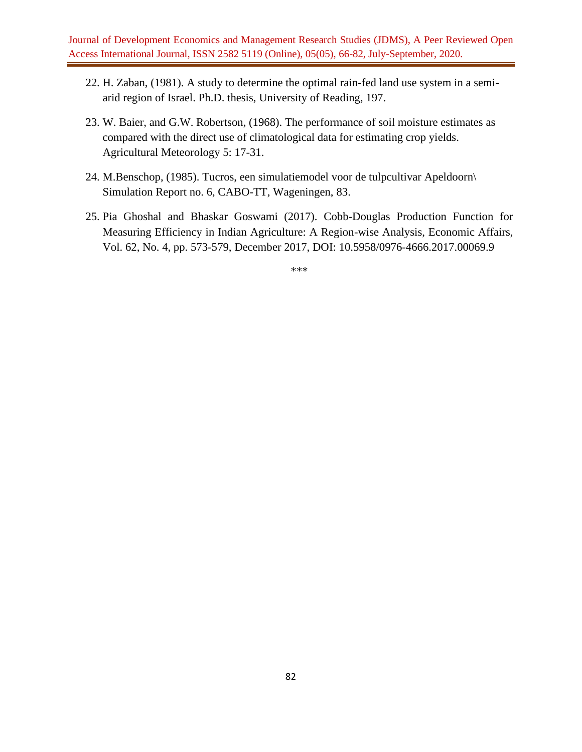22. H. Zaban, (1981). A study to determine the optimal rain-fed land use system in a semi-arid region of Israel. Ph.D. thesis, University of Reading, 197.

23. W. Baier, and G.W. Robertson, (1968). The performance of soil moisture estimates as compared with the direct use of climatological data for estimating crop yields. Agricultural Meteorology 5: 17-31.

24. M.Benschop, (1985). Tucros, een simulatiemodel voor de tulpcultivar Apeldoorn\ Simulation Report no. 6, CABO-TT, Wageningen, 83.

25. Pia Ghoshal and Bhaskar Goswami (2017). Cobb-Douglas Production Function for Measuring Efficiency in Indian Agriculture: A Region-wise Analysis, Economic Affairs, Vol. 62, No. 4, pp. 573-579, December 2017, DOI: 10.5958/0976-4666.2017.00069.9

***